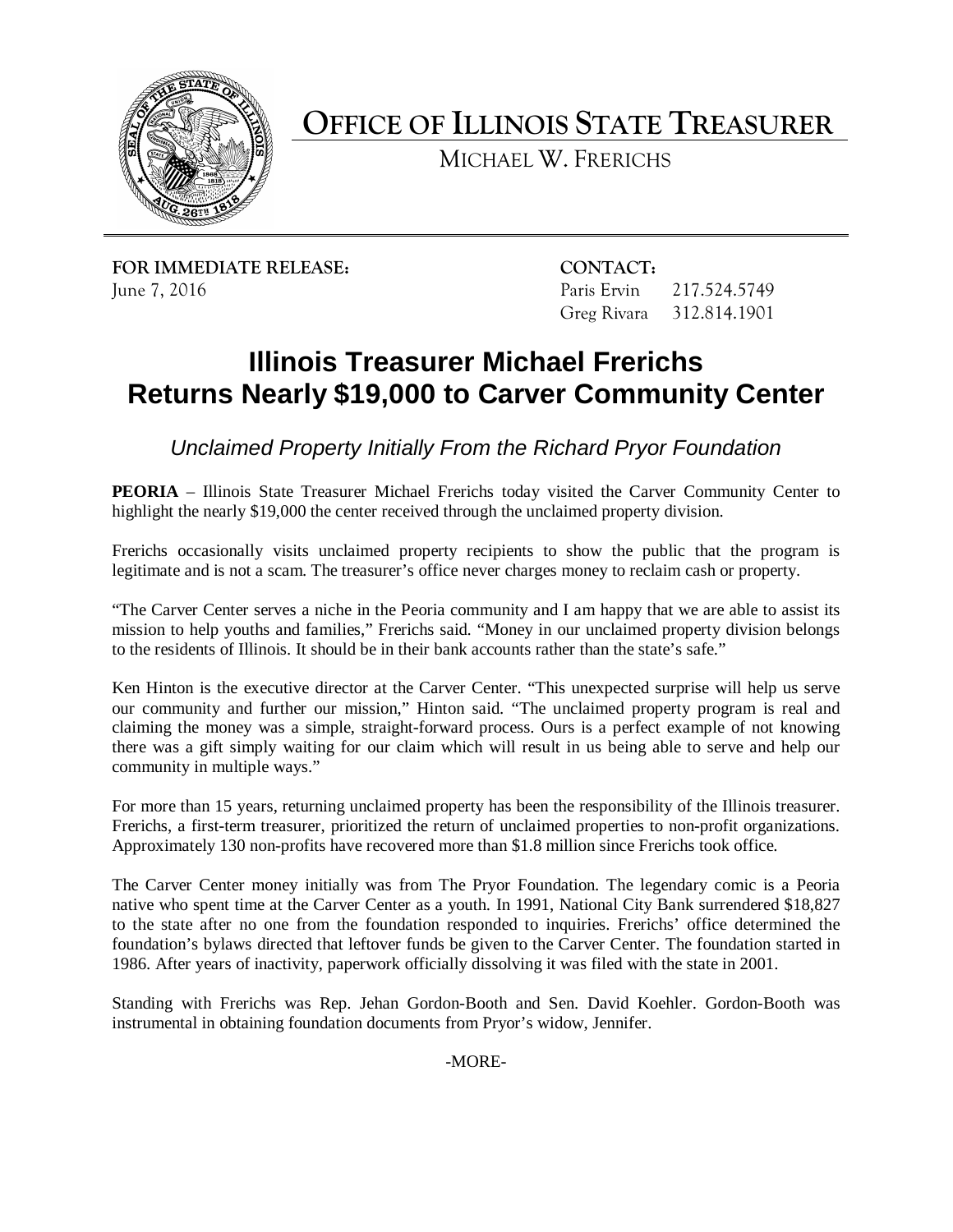# OFFICE OF ILLINOIS STATE TREASURER

MICHAEL W. FRERICHS

**FOR IMMEDIATE RELEASE:**
June 7, 2016

**CONTACT:**
Paris Ervin 217.524.5749
Greg Rivara 312.814.1901

## Illinois Treasurer Michael Frerichs Returns Nearly $19,000 to Carver Community Center

*Unclaimed Property Initially From the Richard Pryor Foundation*

**PEORIA** – Illinois State Treasurer Michael Frerichs today visited the Carver Community Center to highlight the nearly $19,000 the center received through the unclaimed property division.

Frerichs occasionally visits unclaimed property recipients to show the public that the program is legitimate and is not a scam. The treasurer's office never charges money to reclaim cash or property.

"The Carver Center serves a niche in the Peoria community and I am happy that we are able to assist its mission to help youths and families," Frerichs said. "Money in our unclaimed property division belongs to the residents of Illinois. It should be in their bank accounts rather than the state's safe."

Ken Hinton is the executive director at the Carver Center. "This unexpected surprise will help us serve our community and further our mission," Hinton said. "The unclaimed property program is real and claiming the money was a simple, straight-forward process. Ours is a perfect example of not knowing there was a gift simply waiting for our claim which will result in us being able to serve and help our community in multiple ways."

For more than 15 years, returning unclaimed property has been the responsibility of the Illinois treasurer. Frerichs, a first-term treasurer, prioritized the return of unclaimed properties to non-profit organizations. Approximately 130 non-profits have recovered more than $1.8 million since Frerichs took office.

The Carver Center money initially was from The Pryor Foundation. The legendary comic is a Peoria native who spent time at the Carver Center as a youth. In 1991, National City Bank surrendered $18,827 to the state after no one from the foundation responded to inquiries. Frerichs' office determined the foundation's bylaws directed that leftover funds be given to the Carver Center. The foundation started in 1986. After years of inactivity, paperwork officially dissolving it was filed with the state in 2001.

Standing with Frerichs was Rep. Jehan Gordon-Booth and Sen. David Koehler. Gordon-Booth was instrumental in obtaining foundation documents from Pryor's widow, Jennifer.

-MORE-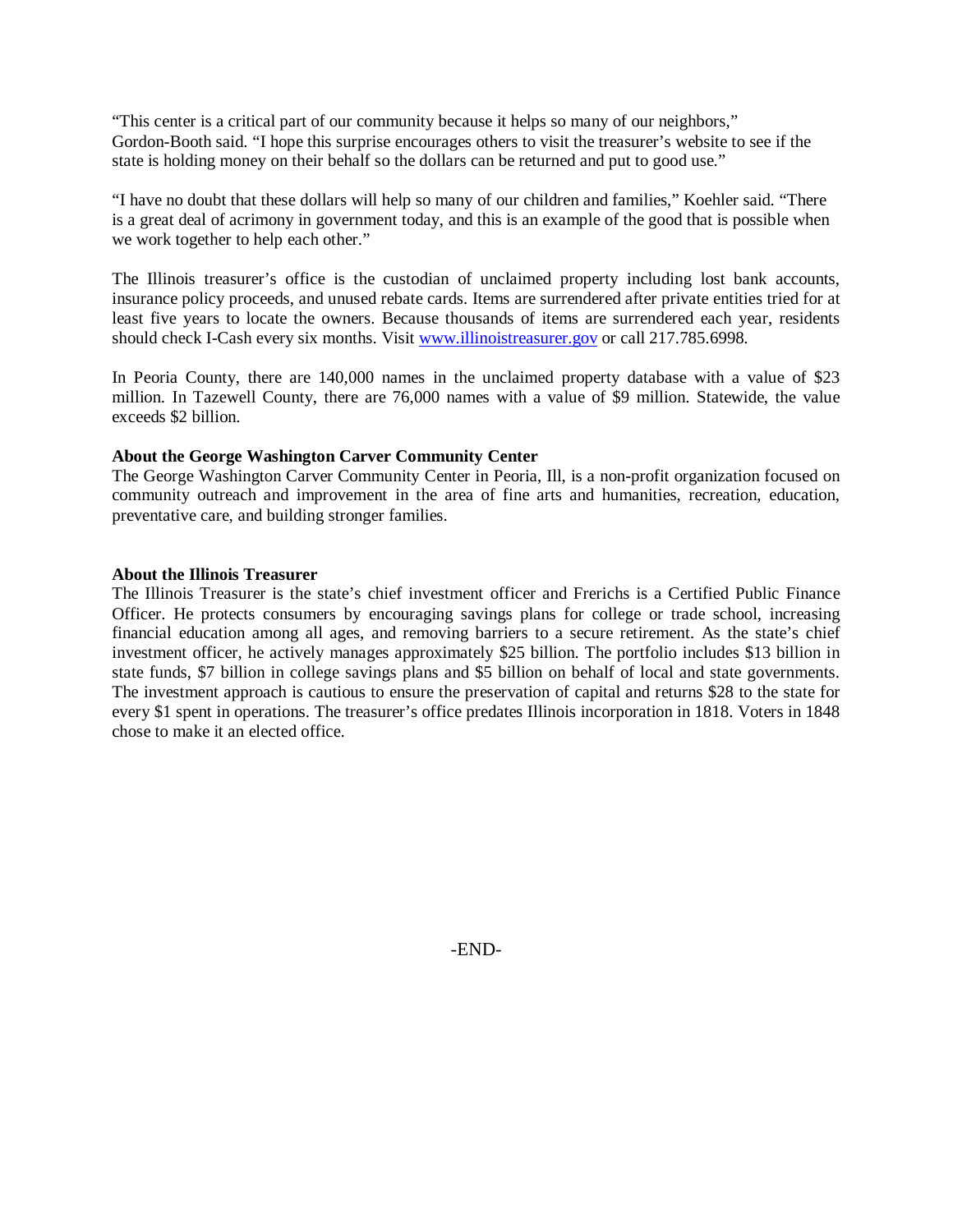"This center is a critical part of our community because it helps so many of our neighbors," Gordon-Booth said. "I hope this surprise encourages others to visit the treasurer's website to see if the state is holding money on their behalf so the dollars can be returned and put to good use."

"I have no doubt that these dollars will help so many of our children and families," Koehler said. "There is a great deal of acrimony in government today, and this is an example of the good that is possible when we work together to help each other."

The Illinois treasurer's office is the custodian of unclaimed property including lost bank accounts, insurance policy proceeds, and unused rebate cards. Items are surrendered after private entities tried for at least five years to locate the owners. Because thousands of items are surrendered each year, residents should check I-Cash every six months. Visit www.illinoistreasurer.gov or call 217.785.6998.

In Peoria County, there are 140,000 names in the unclaimed property database with a value of $23 million. In Tazewell County, there are 76,000 names with a value of $9 million. Statewide, the value exceeds $2 billion.

**About the George Washington Carver Community Center**
The George Washington Carver Community Center in Peoria, Ill, is a non-profit organization focused on community outreach and improvement in the area of fine arts and humanities, recreation, education, preventative care, and building stronger families.

**About the Illinois Treasurer**
The Illinois Treasurer is the state's chief investment officer and Frerichs is a Certified Public Finance Officer. He protects consumers by encouraging savings plans for college or trade school, increasing financial education among all ages, and removing barriers to a secure retirement. As the state's chief investment officer, he actively manages approximately $25 billion. The portfolio includes $13 billion in state funds, $7 billion in college savings plans and $5 billion on behalf of local and state governments. The investment approach is cautious to ensure the preservation of capital and returns $28 to the state for every $1 spent in operations. The treasurer's office predates Illinois incorporation in 1818. Voters in 1848 chose to make it an elected office.

-END-